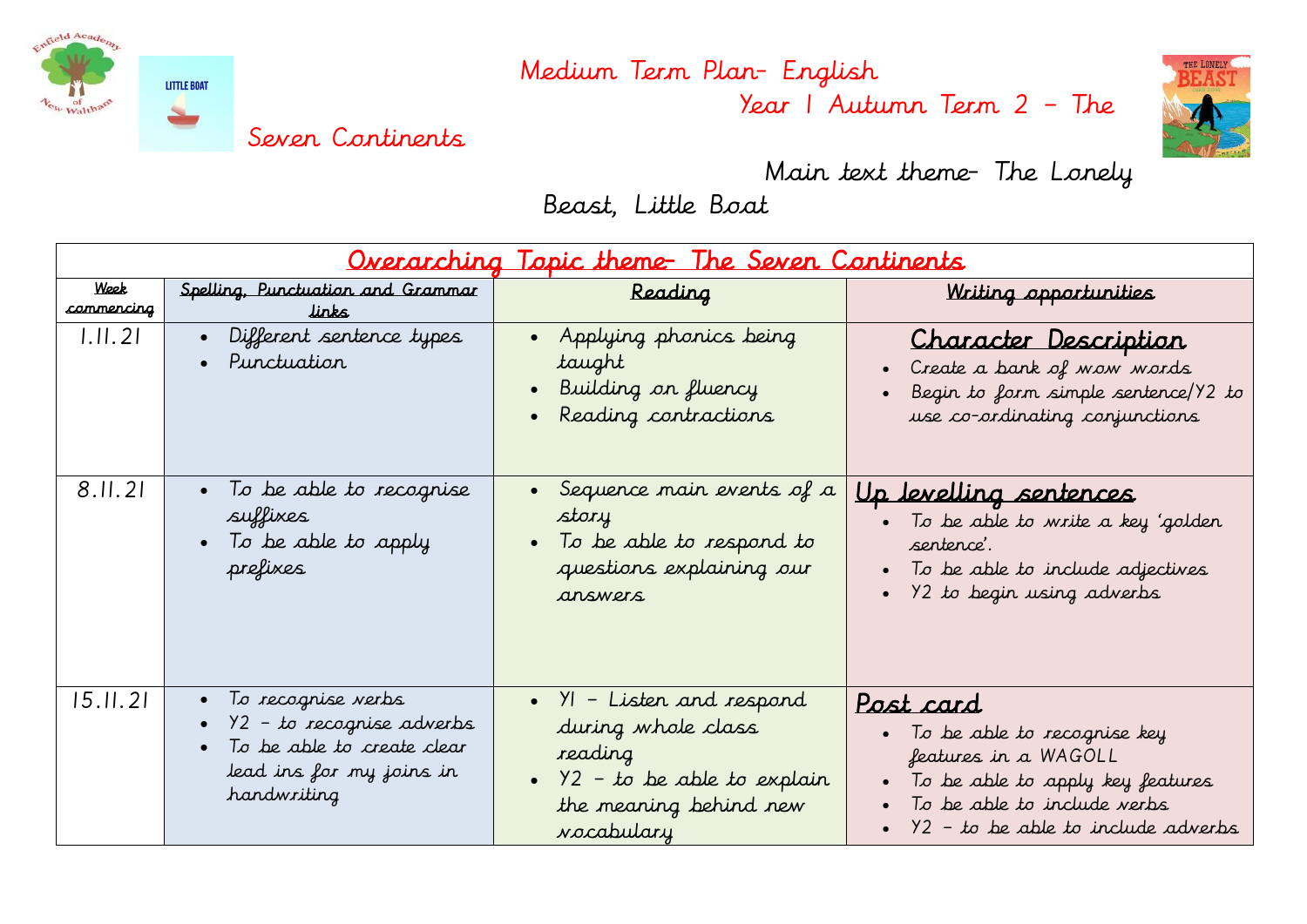# Medium Term Plan- English

## Year 1 Autumn Term 2 – The Seven Continents

### Main text theme- The Lonely Beast, Little Boat

| Overarching Topic theme- The Seven Continents | | | |
|---|---|---|---|
| **Week commencing** | **Spelling, Punctuation and Grammar links** | **Reading** | **Writing opportunities** |
| 1.11.21 | • Different sentence types<br>• Punctuation | • Applying phonics being taught<br>• Building on fluency<br>• Reading contractions | **Character Description**<br>• Create a bank of wow words<br>• Begin to form simple sentence/Y2 to use co-ordinating conjunctions |
| 8.11.21 | • To be able to recognise suffixes<br>• To be able to apply prefixes | • Sequence main events of a story<br>• To be able to respond to questions explaining our answers | **Up levelling sentences**<br>• To be able to write a key 'golden sentence'.<br>• To be able to include adjectives<br>• Y2 to begin using adverbs |
| 15.11.21 | • To recognise verbs<br>• Y2 – to recognise adverbs<br>• To be able to create clear lead ins for my joins in handwriting | • Y1 – Listen and respond during whole class reading<br>• Y2 – to be able to explain the meaning behind new vocabulary | **Post card**<br>• To be able to recognise key features in a WAGOLL<br>• To be able to apply key features<br>• To be able to include verbs<br>• Y2 – to be able to include adverbs |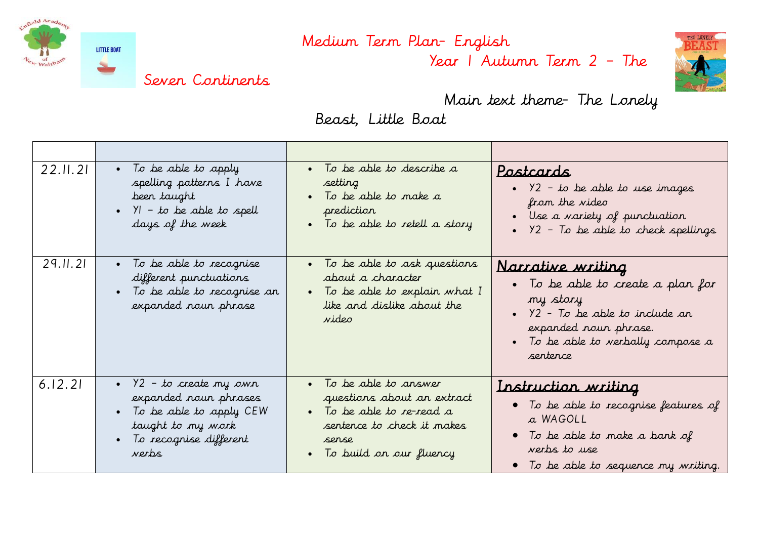# Medium Term Plan- English

## Year 1 Autumn Term 2 – The Seven Continents

### Main text theme- The Lonely Beast, Little Boat

| | | | |
|---|---|---|---|
| 22.11.21 | • To be able to apply spelling patterns I have been taught<br>• Y1 – to be able to spell days of the week | • To be able to describe a setting<br>• To be able to make a prediction<br>• To be able to retell a story | **Postcards**<br>• Y2 – to be able to use images from the video<br>• Use a variety of punctuation<br>• Y2 – To be able to check spellings |
| 29.11.21 | • To be able to recognise different punctuations<br>• To be able to recognise an expanded noun phrase | • To be able to ask questions about a character<br>• To be able to explain what I like and dislike about the video | **Narrative writing**<br>• To be able to create a plan for my story<br>• Y2 – To be able to include an expanded noun phrase.<br>• To be able to verbally compose a sentence |
| 6.12.21 | • Y2 – to create my own expanded noun phrases<br>• To be able to apply CEW taught to my work<br>• To recognise different verbs | • To be able to answer questions about an extract<br>• To be able to re-read a sentence to check it makes sense<br>• To build on our fluency | **Instruction writing**<br>• To be able to recognise features of a WAGOLL<br>• To be able to make a bank of verbs to use<br>• To be able to sequence my writing. |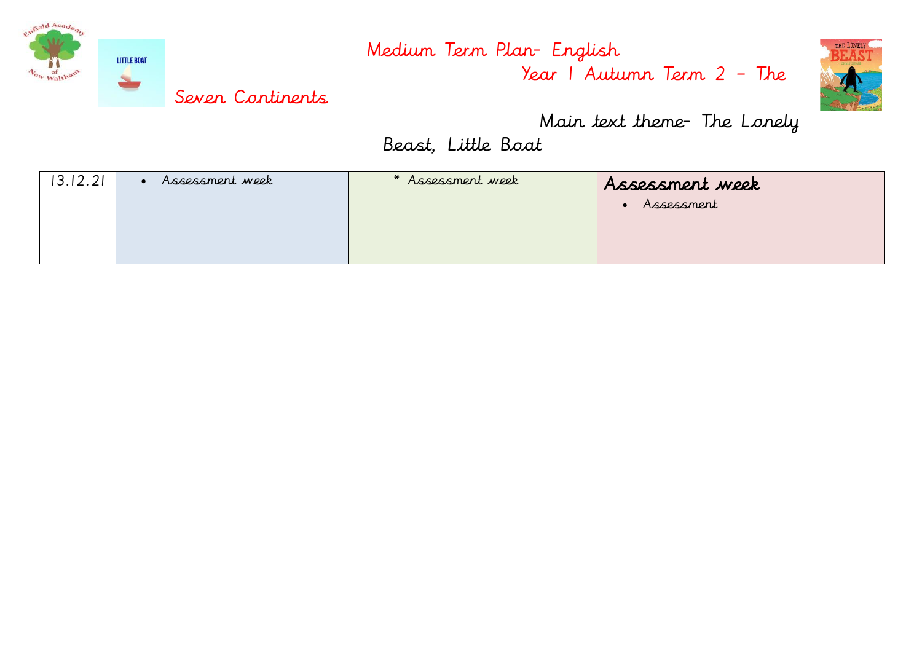# Medium Term Plan- English

## Year 1 Autumn Term 2 – The Seven Continents

Main text theme- The Lonely Beast, Little Boat

| | | | |
|---|---|---|---|
| 13.12.21 | • Assessment week | * Assessment week | **Assessment week**<br>• Assessment |
| | | | |